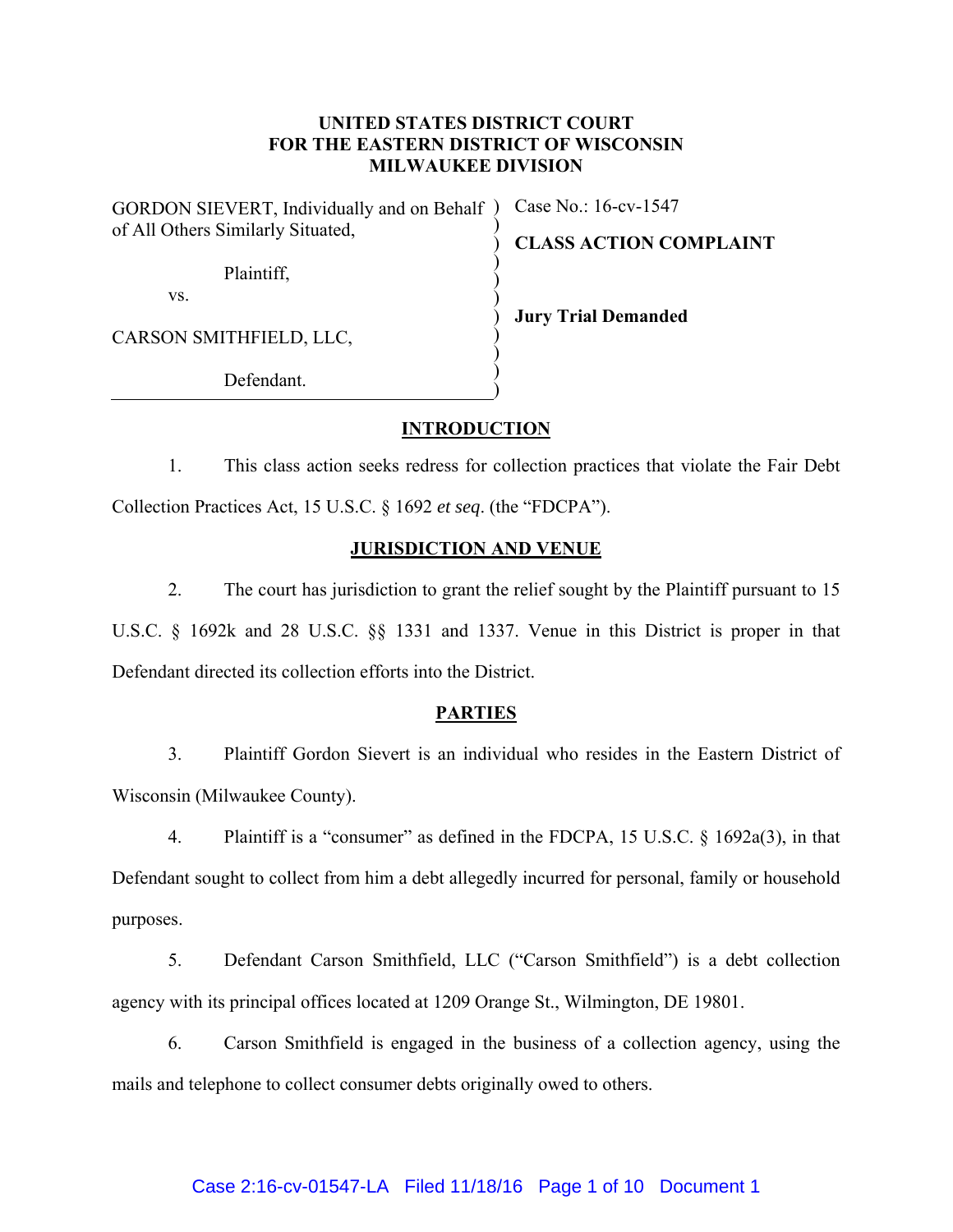**UNITED STATES DISTRICT COURT**
**FOR THE EASTERN DISTRICT OF WISCONSIN**
**MILWAUKEE DIVISION**

GORDON SIEVERT, Individually and on Behalf of All Others Similarly Situated,

Plaintiff,

vs.

CARSON SMITHFIELD, LLC,

Defendant.

Case No.: 16-cv-1547

**CLASS ACTION COMPLAINT**

**Jury Trial Demanded**

## INTRODUCTION

1. This class action seeks redress for collection practices that violate the Fair Debt Collection Practices Act, 15 U.S.C. § 1692 *et seq*. (the "FDCPA").

## JURISDICTION AND VENUE

2. The court has jurisdiction to grant the relief sought by the Plaintiff pursuant to 15 U.S.C. § 1692k and 28 U.S.C. §§ 1331 and 1337. Venue in this District is proper in that Defendant directed its collection efforts into the District.

## PARTIES

3. Plaintiff Gordon Sievert is an individual who resides in the Eastern District of Wisconsin (Milwaukee County).

4. Plaintiff is a "consumer" as defined in the FDCPA, 15 U.S.C. § 1692a(3), in that Defendant sought to collect from him a debt allegedly incurred for personal, family or household purposes.

5. Defendant Carson Smithfield, LLC ("Carson Smithfield") is a debt collection agency with its principal offices located at 1209 Orange St., Wilmington, DE 19801.

6. Carson Smithfield is engaged in the business of a collection agency, using the mails and telephone to collect consumer debts originally owed to others.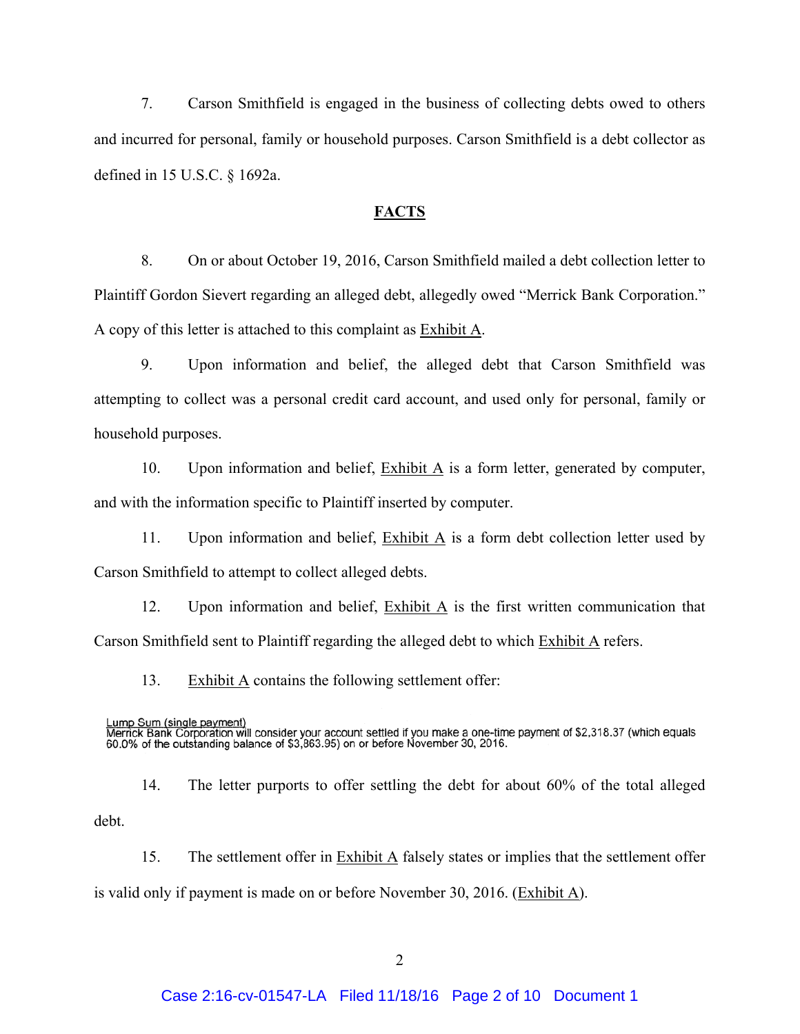7. Carson Smithfield is engaged in the business of collecting debts owed to others and incurred for personal, family or household purposes. Carson Smithfield is a debt collector as defined in 15 U.S.C. § 1692a.

## FACTS

8. On or about October 19, 2016, Carson Smithfield mailed a debt collection letter to Plaintiff Gordon Sievert regarding an alleged debt, allegedly owed "Merrick Bank Corporation." A copy of this letter is attached to this complaint as Exhibit A.

9. Upon information and belief, the alleged debt that Carson Smithfield was attempting to collect was a personal credit card account, and used only for personal, family or household purposes.

10. Upon information and belief, Exhibit A is a form letter, generated by computer, and with the information specific to Plaintiff inserted by computer.

11. Upon information and belief, Exhibit A is a form debt collection letter used by Carson Smithfield to attempt to collect alleged debts.

12. Upon information and belief, Exhibit A is the first written communication that Carson Smithfield sent to Plaintiff regarding the alleged debt to which Exhibit A refers.

13. Exhibit A contains the following settlement offer:

> Lump Sum (single payment)
> Merrick Bank Corporation will consider your account settled if you make a one-time payment of $2,318.37 (which equals 60.0% of the outstanding balance of $3,863.95) on or before November 30, 2016.

14. The letter purports to offer settling the debt for about 60% of the total alleged debt.

15. The settlement offer in Exhibit A falsely states or implies that the settlement offer is valid only if payment is made on or before November 30, 2016. (Exhibit A).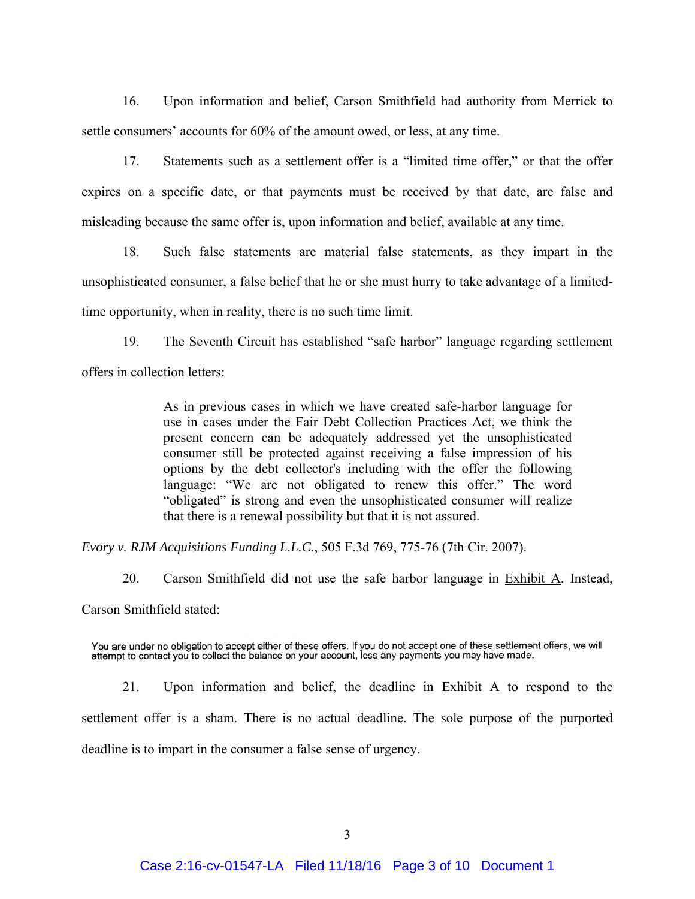16. Upon information and belief, Carson Smithfield had authority from Merrick to settle consumers' accounts for 60% of the amount owed, or less, at any time.

17. Statements such as a settlement offer is a "limited time offer," or that the offer expires on a specific date, or that payments must be received by that date, are false and misleading because the same offer is, upon information and belief, available at any time.

18. Such false statements are material false statements, as they impart in the unsophisticated consumer, a false belief that he or she must hurry to take advantage of a limited-time opportunity, when in reality, there is no such time limit.

19. The Seventh Circuit has established "safe harbor" language regarding settlement offers in collection letters:

> As in previous cases in which we have created safe-harbor language for use in cases under the Fair Debt Collection Practices Act, we think the present concern can be adequately addressed yet the unsophisticated consumer still be protected against receiving a false impression of his options by the debt collector's including with the offer the following language: "We are not obligated to renew this offer." The word "obligated" is strong and even the unsophisticated consumer will realize that there is a renewal possibility but that it is not assured.

*Evory v. RJM Acquisitions Funding L.L.C.*, 505 F.3d 769, 775-76 (7th Cir. 2007).

20. Carson Smithfield did not use the safe harbor language in Exhibit A. Instead, Carson Smithfield stated:

> You are under no obligation to accept either of these offers. If you do not accept one of these settlement offers, we will attempt to contact you to collect the balance on your account, less any payments you may have made.

21. Upon information and belief, the deadline in Exhibit A to respond to the settlement offer is a sham. There is no actual deadline. The sole purpose of the purported deadline is to impart in the consumer a false sense of urgency.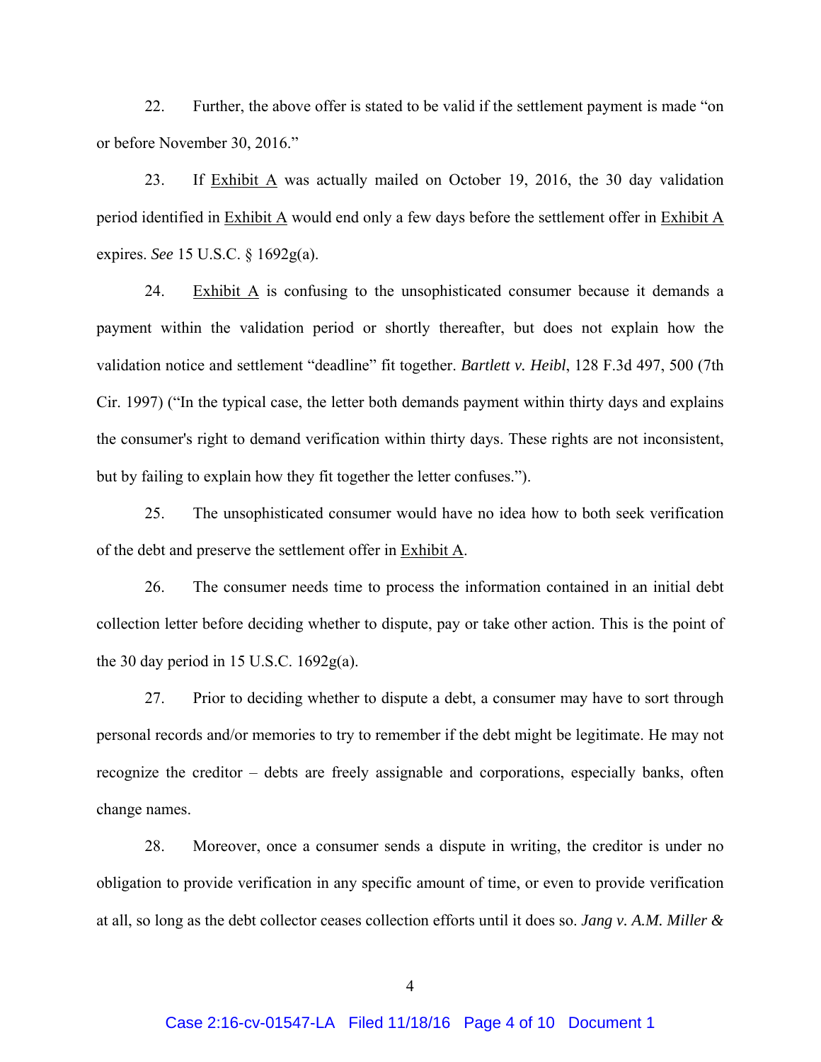22. Further, the above offer is stated to be valid if the settlement payment is made "on or before November 30, 2016."

23. If Exhibit A was actually mailed on October 19, 2016, the 30 day validation period identified in Exhibit A would end only a few days before the settlement offer in Exhibit A expires. *See* 15 U.S.C. § 1692g(a).

24. Exhibit A is confusing to the unsophisticated consumer because it demands a payment within the validation period or shortly thereafter, but does not explain how the validation notice and settlement "deadline" fit together. *Bartlett v. Heibl*, 128 F.3d 497, 500 (7th Cir. 1997) ("In the typical case, the letter both demands payment within thirty days and explains the consumer's right to demand verification within thirty days. These rights are not inconsistent, but by failing to explain how they fit together the letter confuses.").

25. The unsophisticated consumer would have no idea how to both seek verification of the debt and preserve the settlement offer in Exhibit A.

26. The consumer needs time to process the information contained in an initial debt collection letter before deciding whether to dispute, pay or take other action. This is the point of the 30 day period in 15 U.S.C. 1692g(a).

27. Prior to deciding whether to dispute a debt, a consumer may have to sort through personal records and/or memories to try to remember if the debt might be legitimate. He may not recognize the creditor – debts are freely assignable and corporations, especially banks, often change names.

28. Moreover, once a consumer sends a dispute in writing, the creditor is under no obligation to provide verification in any specific amount of time, or even to provide verification at all, so long as the debt collector ceases collection efforts until it does so. *Jang v. A.M. Miller &*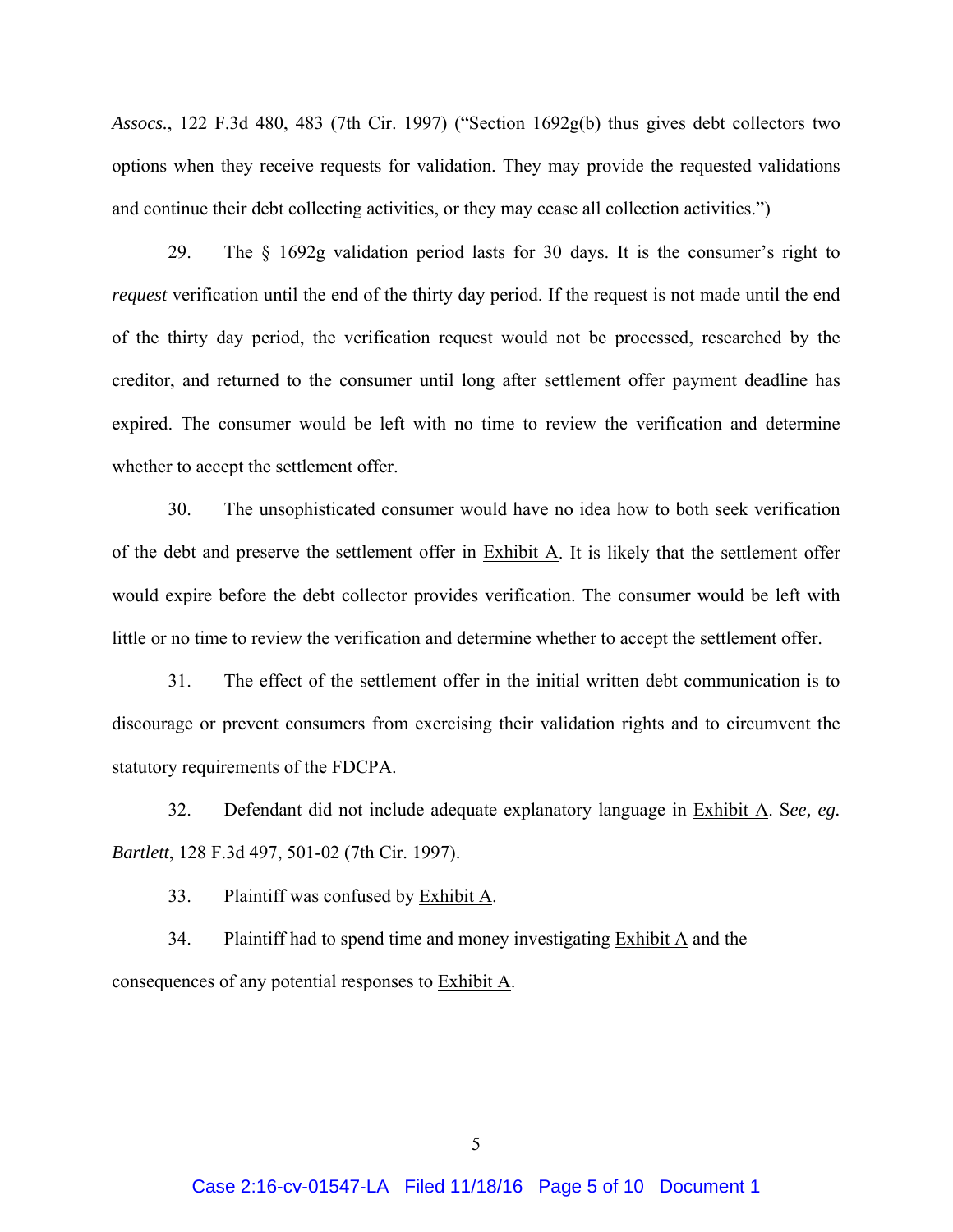*Assocs.*, 122 F.3d 480, 483 (7th Cir. 1997) ("Section 1692g(b) thus gives debt collectors two options when they receive requests for validation. They may provide the requested validations and continue their debt collecting activities, or they may cease all collection activities.")

29. The § 1692g validation period lasts for 30 days. It is the consumer's right to *request* verification until the end of the thirty day period. If the request is not made until the end of the thirty day period, the verification request would not be processed, researched by the creditor, and returned to the consumer until long after settlement offer payment deadline has expired. The consumer would be left with no time to review the verification and determine whether to accept the settlement offer.

30. The unsophisticated consumer would have no idea how to both seek verification of the debt and preserve the settlement offer in Exhibit A. It is likely that the settlement offer would expire before the debt collector provides verification. The consumer would be left with little or no time to review the verification and determine whether to accept the settlement offer.

31. The effect of the settlement offer in the initial written debt communication is to discourage or prevent consumers from exercising their validation rights and to circumvent the statutory requirements of the FDCPA.

32. Defendant did not include adequate explanatory language in Exhibit A. S*ee, eg. Bartlett*, 128 F.3d 497, 501-02 (7th Cir. 1997).

33. Plaintiff was confused by Exhibit A.

34. Plaintiff had to spend time and money investigating Exhibit A and the consequences of any potential responses to Exhibit A.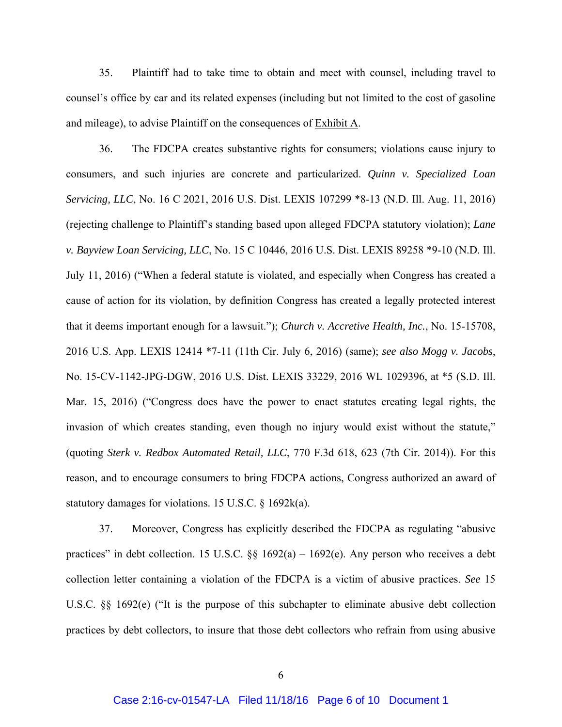35. Plaintiff had to take time to obtain and meet with counsel, including travel to counsel's office by car and its related expenses (including but not limited to the cost of gasoline and mileage), to advise Plaintiff on the consequences of Exhibit A.

36. The FDCPA creates substantive rights for consumers; violations cause injury to consumers, and such injuries are concrete and particularized. *Quinn v. Specialized Loan Servicing, LLC*, No. 16 C 2021, 2016 U.S. Dist. LEXIS 107299 *8-13 (N.D. Ill. Aug. 11, 2016) (rejecting challenge to Plaintiff's standing based upon alleged FDCPA statutory violation); *Lane v. Bayview Loan Servicing, LLC*, No. 15 C 10446, 2016 U.S. Dist. LEXIS 89258 *9-10 (N.D. Ill. July 11, 2016) ("When a federal statute is violated, and especially when Congress has created a cause of action for its violation, by definition Congress has created a legally protected interest that it deems important enough for a lawsuit."); *Church v. Accretive Health, Inc.*, No. 15-15708, 2016 U.S. App. LEXIS 12414 *7-11 (11th Cir. July 6, 2016) (same); *see also Mogg v. Jacobs*, No. 15-CV-1142-JPG-DGW, 2016 U.S. Dist. LEXIS 33229, 2016 WL 1029396, at *5 (S.D. Ill. Mar. 15, 2016) ("Congress does have the power to enact statutes creating legal rights, the invasion of which creates standing, even though no injury would exist without the statute," (quoting *Sterk v. Redbox Automated Retail, LLC*, 770 F.3d 618, 623 (7th Cir. 2014)). For this reason, and to encourage consumers to bring FDCPA actions, Congress authorized an award of statutory damages for violations. 15 U.S.C. § 1692k(a).

37. Moreover, Congress has explicitly described the FDCPA as regulating "abusive practices" in debt collection. 15 U.S.C. §§ 1692(a) – 1692(e). Any person who receives a debt collection letter containing a violation of the FDCPA is a victim of abusive practices. *See* 15 U.S.C. §§ 1692(e) ("It is the purpose of this subchapter to eliminate abusive debt collection practices by debt collectors, to insure that those debt collectors who refrain from using abusive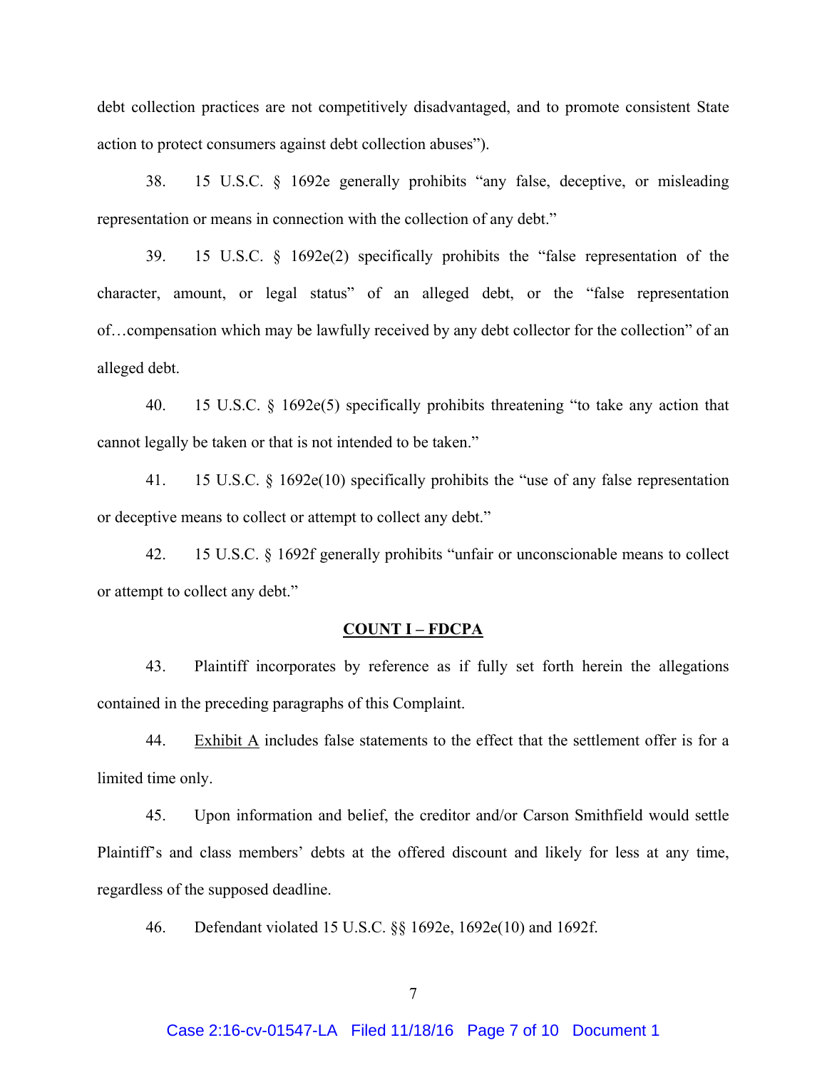debt collection practices are not competitively disadvantaged, and to promote consistent State action to protect consumers against debt collection abuses").

38. 15 U.S.C. § 1692e generally prohibits "any false, deceptive, or misleading representation or means in connection with the collection of any debt."

39. 15 U.S.C. § 1692e(2) specifically prohibits the "false representation of the character, amount, or legal status" of an alleged debt, or the "false representation of…compensation which may be lawfully received by any debt collector for the collection" of an alleged debt.

40. 15 U.S.C. § 1692e(5) specifically prohibits threatening "to take any action that cannot legally be taken or that is not intended to be taken."

41. 15 U.S.C. § 1692e(10) specifically prohibits the "use of any false representation or deceptive means to collect or attempt to collect any debt."

42. 15 U.S.C. § 1692f generally prohibits "unfair or unconscionable means to collect or attempt to collect any debt."

## COUNT I – FDCPA

43. Plaintiff incorporates by reference as if fully set forth herein the allegations contained in the preceding paragraphs of this Complaint.

44. Exhibit A includes false statements to the effect that the settlement offer is for a limited time only.

45. Upon information and belief, the creditor and/or Carson Smithfield would settle Plaintiff's and class members' debts at the offered discount and likely for less at any time, regardless of the supposed deadline.

46. Defendant violated 15 U.S.C. §§ 1692e, 1692e(10) and 1692f.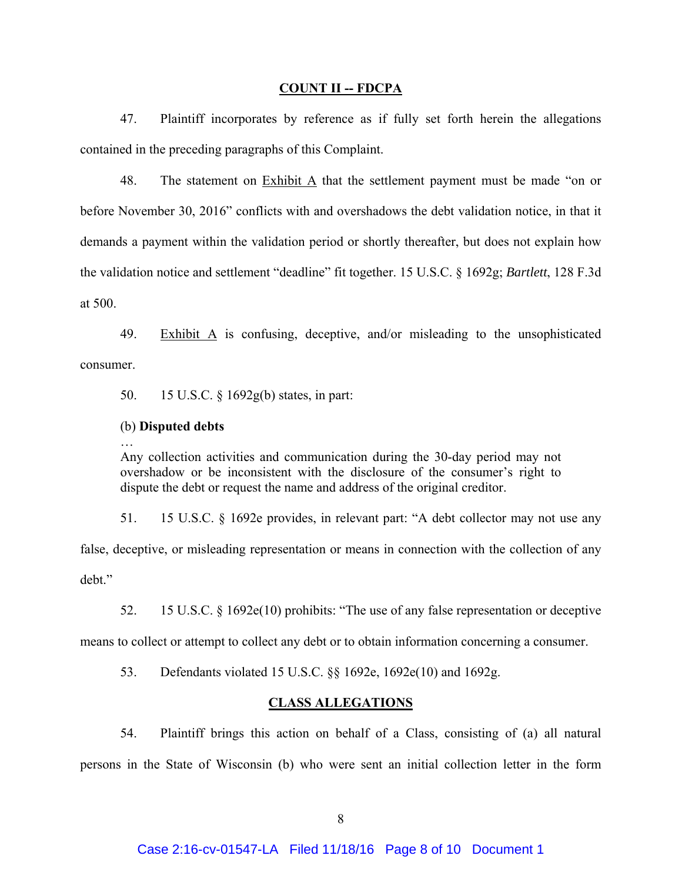## COUNT II -- FDCPA

47. Plaintiff incorporates by reference as if fully set forth herein the allegations contained in the preceding paragraphs of this Complaint.

48. The statement on Exhibit A that the settlement payment must be made "on or before November 30, 2016" conflicts with and overshadows the debt validation notice, in that it demands a payment within the validation period or shortly thereafter, but does not explain how the validation notice and settlement "deadline" fit together. 15 U.S.C. § 1692g; *Bartlett*, 128 F.3d at 500.

49. Exhibit A is confusing, deceptive, and/or misleading to the unsophisticated consumer.

50. 15 U.S.C. § 1692g(b) states, in part:

> (b) **Disputed debts**
> …
> Any collection activities and communication during the 30-day period may not overshadow or be inconsistent with the disclosure of the consumer's right to dispute the debt or request the name and address of the original creditor.

51. 15 U.S.C. § 1692e provides, in relevant part: "A debt collector may not use any false, deceptive, or misleading representation or means in connection with the collection of any debt."

52. 15 U.S.C. § 1692e(10) prohibits: "The use of any false representation or deceptive means to collect or attempt to collect any debt or to obtain information concerning a consumer.

53. Defendants violated 15 U.S.C. §§ 1692e, 1692e(10) and 1692g.

## CLASS ALLEGATIONS

54. Plaintiff brings this action on behalf of a Class, consisting of (a) all natural persons in the State of Wisconsin (b) who were sent an initial collection letter in the form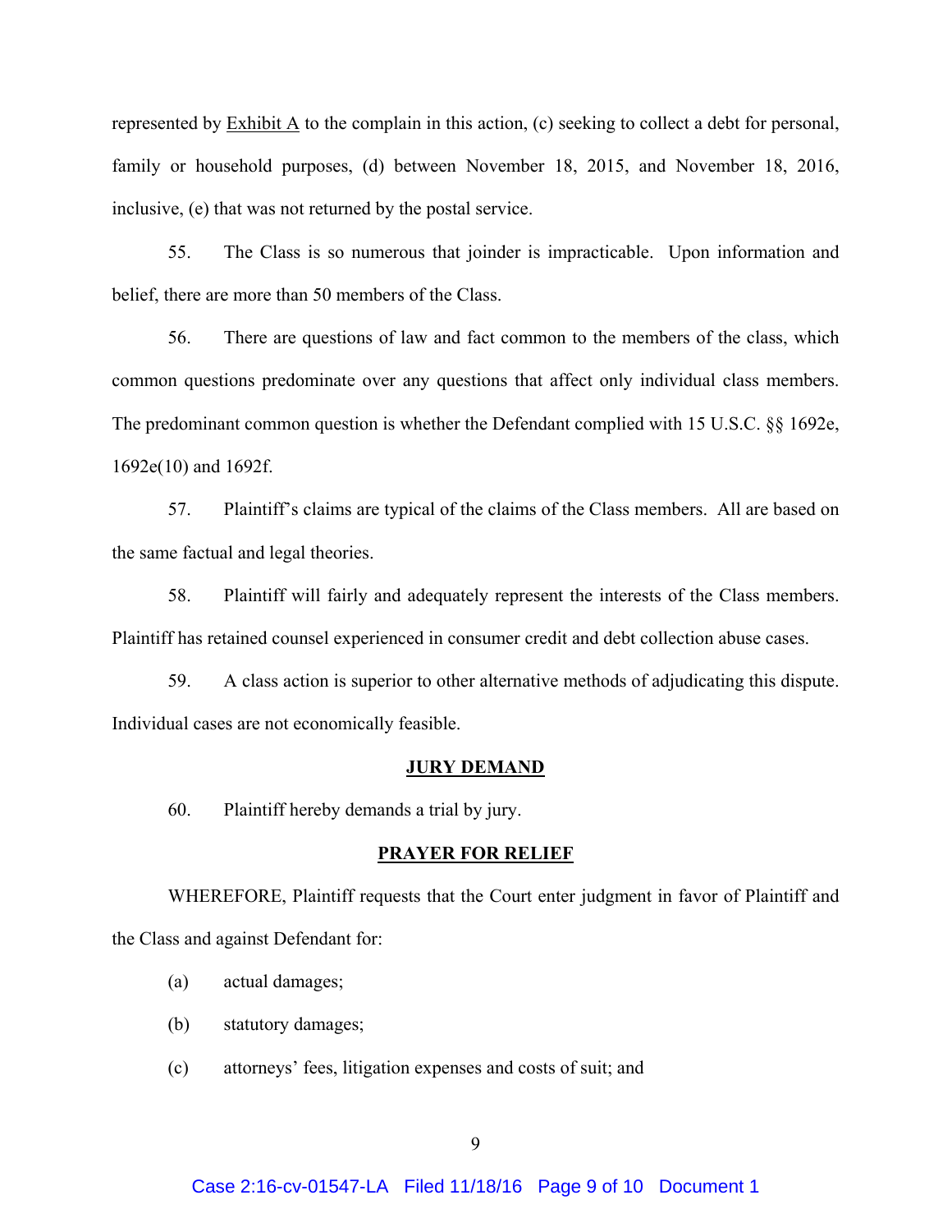represented by Exhibit A to the complain in this action, (c) seeking to collect a debt for personal, family or household purposes, (d) between November 18, 2015, and November 18, 2016, inclusive, (e) that was not returned by the postal service.

55. The Class is so numerous that joinder is impracticable. Upon information and belief, there are more than 50 members of the Class.

56. There are questions of law and fact common to the members of the class, which common questions predominate over any questions that affect only individual class members. The predominant common question is whether the Defendant complied with 15 U.S.C. §§ 1692e, 1692e(10) and 1692f.

57. Plaintiff's claims are typical of the claims of the Class members. All are based on the same factual and legal theories.

58. Plaintiff will fairly and adequately represent the interests of the Class members. Plaintiff has retained counsel experienced in consumer credit and debt collection abuse cases.

59. A class action is superior to other alternative methods of adjudicating this dispute. Individual cases are not economically feasible.

## JURY DEMAND

60. Plaintiff hereby demands a trial by jury.

## PRAYER FOR RELIEF

WHEREFORE, Plaintiff requests that the Court enter judgment in favor of Plaintiff and the Class and against Defendant for:

(a) actual damages;

(b) statutory damages;

(c) attorneys' fees, litigation expenses and costs of suit; and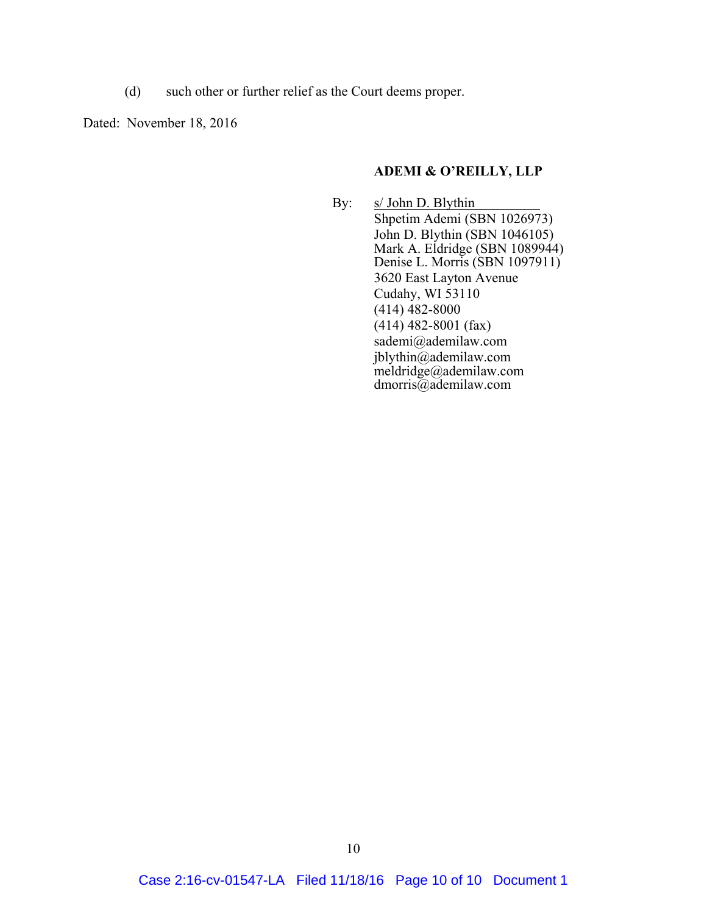(d) such other or further relief as the Court deems proper.

Dated: November 18, 2016

**ADEMI & O'REILLY, LLP**

By: s/ John D. Blythin
Shpetim Ademi (SBN 1026973)
John D. Blythin (SBN 1046105)
Mark A. Eldridge (SBN 1089944)
Denise L. Morris (SBN 1097911)
3620 East Layton Avenue
Cudahy, WI 53110
(414) 482-8000
(414) 482-8001 (fax)
sademi@ademilaw.com
jblythin@ademilaw.com
meldridge@ademilaw.com
dmorris@ademilaw.com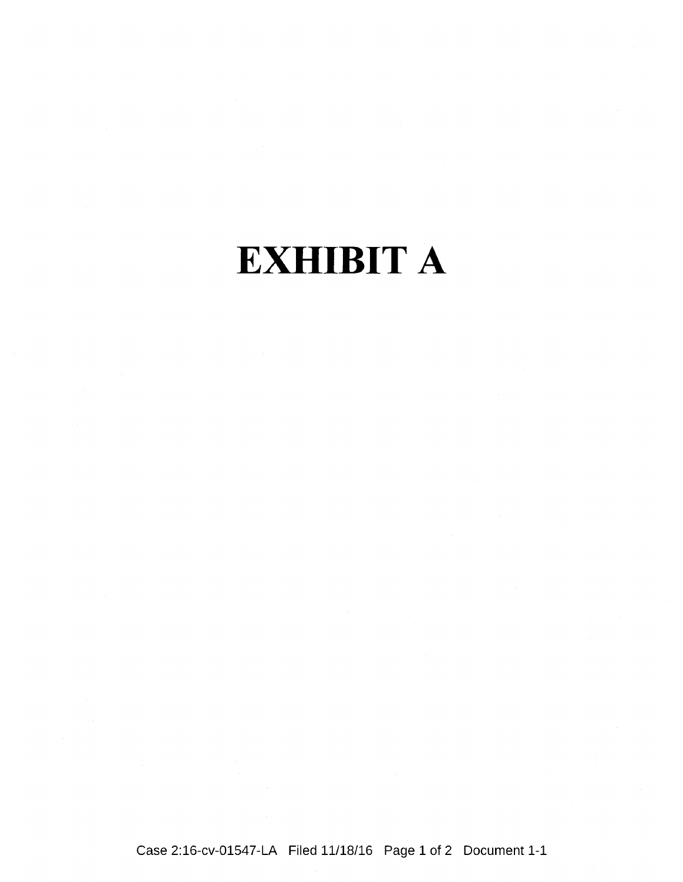# EXHIBIT A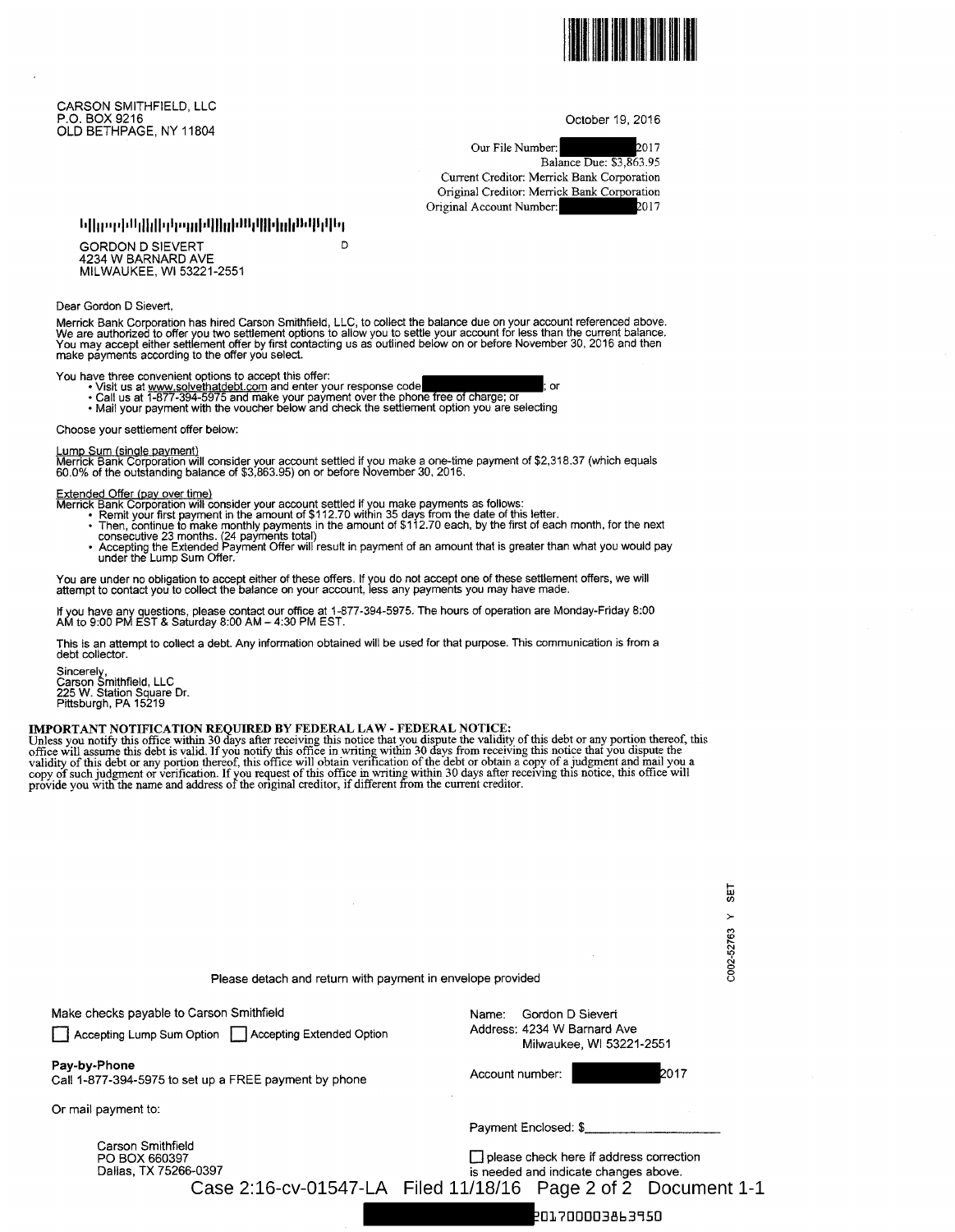CARSON SMITHFIELD, LLC
P.O. BOX 9216
OLD BETHPAGE, NY 11804

October 19, 2016

Our File Number: [REDACTED]2017
Balance Due: $3,863.95
Current Creditor: Merrick Bank Corporation
Original Creditor: Merrick Bank Corporation
Original Account Number: [REDACTED]2017

GORDON D SIEVERT
4234 W BARNARD AVE
MILWAUKEE, WI 53221-2551

D

Dear Gordon D Sievert,

Merrick Bank Corporation has hired Carson Smithfield, LLC, to collect the balance due on your account referenced above. We are authorized to offer you two settlement options to allow you to settle your account for less than the current balance. You may accept either settlement offer by first contacting us as outlined below on or before November 30, 2016 and then make payments according to the offer you select.

You have three convenient options to accept this offer:

- Visit us at www.solvethatdebt.com and enter your response code [REDACTED]; or
- Call us at 1-877-394-5975 and make your payment over the phone free of charge; or
- Mail your payment with the voucher below and check the settlement option you are selecting

Choose your settlement offer below:

Lump Sum (single payment)
Merrick Bank Corporation will consider your account settled if you make a one-time payment of $2,318.37 (which equals 60.0% of the outstanding balance of $3,863.95) on or before November 30, 2016.

Extended Offer (pay over time)
Merrick Bank Corporation will consider your account settled if you make payments as follows:

- Remit your first payment in the amount of $112.70 within 35 days from the date of this letter.
- Then, continue to make monthly payments in the amount of $112.70 each, by the first of each month, for the next consecutive 23 months. (24 payments total)
- Accepting the Extended Payment Offer will result in payment of an amount that is greater than what you would pay under the Lump Sum Offer.

You are under no obligation to accept either of these offers. If you do not accept one of these settlement offers, we will attempt to contact you to collect the balance on your account, less any payments you may have made.

If you have any questions, please contact our office at 1-877-394-5975. The hours of operation are Monday-Friday 8:00 AM to 9:00 PM EST & Saturday 8:00 AM – 4:30 PM EST.

This is an attempt to collect a debt. Any information obtained will be used for that purpose. This communication is from a debt collector.

Sincerely,
Carson Smithfield, LLC
225 W. Station Square Dr.
Pittsburgh, PA 15219

**IMPORTANT NOTIFICATION REQUIRED BY FEDERAL LAW - FEDERAL NOTICE:**
Unless you notify this office within 30 days after receiving this notice that you dispute the validity of this debt or any portion thereof, this office will assume this debt is valid. If you notify this office in writing within 30 days from receiving this notice that you dispute the validity of this debt or any portion thereof, this office will obtain verification of the debt or obtain a copy of a judgment and mail you a copy of such judgment or verification. If you request of this office in writing within 30 days after receiving this notice, this office will provide you with the name and address of the original creditor, if different from the current creditor.

C002-52763 Y SET

Please detach and return with payment in envelope provided

Make checks payable to Carson Smithfield

☐ Accepting Lump Sum Option ☐ Accepting Extended Option

**Pay-by-Phone**
Call 1-877-394-5975 to set up a FREE payment by phone

Or mail payment to:

Carson Smithfield
PO BOX 660397
Dallas, TX 75266-0397

Name: Gordon D Sievert
Address: 4234 W Barnard Ave
Milwaukee, WI 53221-2551

Account number: [REDACTED]2017

Payment Enclosed: $____________________

☐ please check here if address correction is needed and indicate changes above.

Case 2:16-cv-01547-LA Filed 11/18/16 Page 2 of 2 Document 1-1

[REDACTED]20170000386395O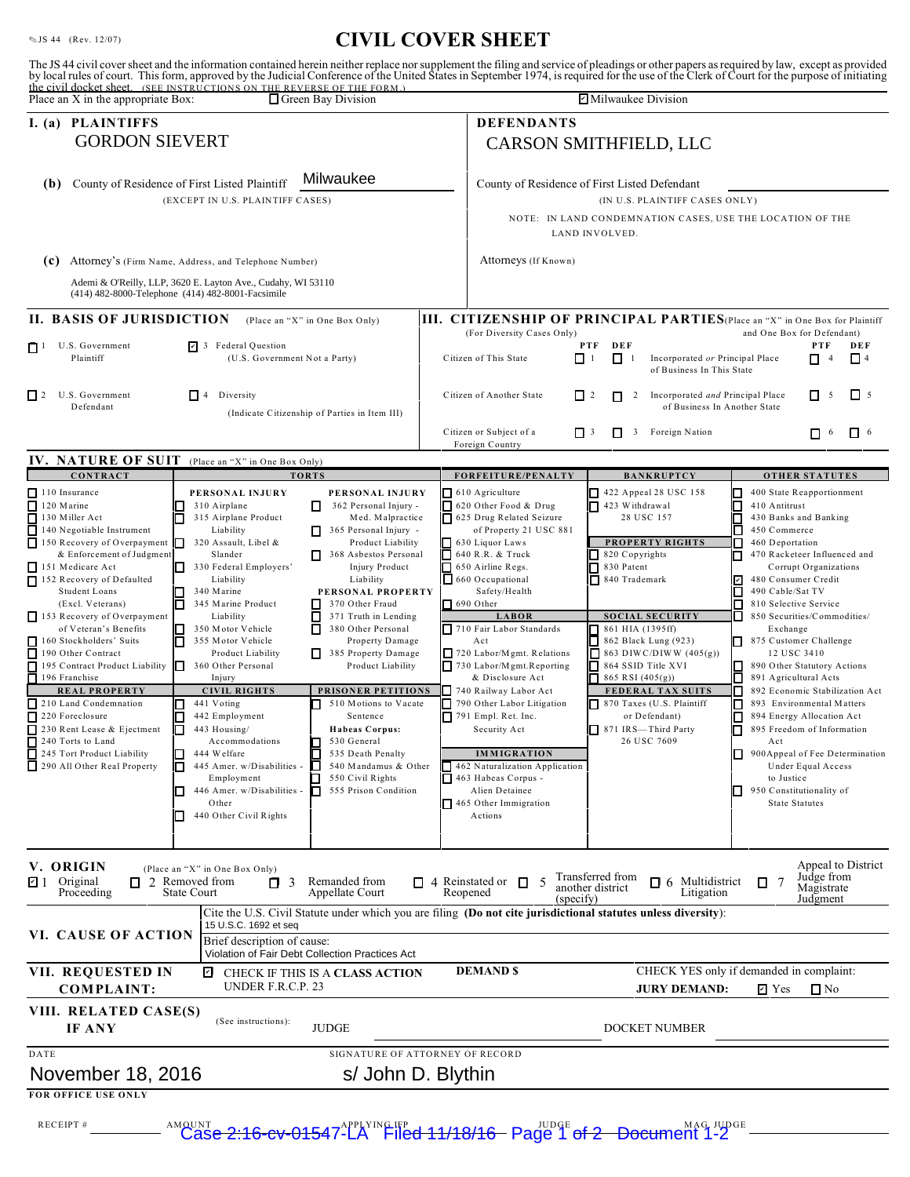JS 44 (Rev. 12/07)

# CIVIL COVER SHEET

The JS 44 civil cover sheet and the information contained herein neither replace nor supplement the filing and service of pleadings or other papers as required by law, except as provided by local rules of court. This form, approved by the Judicial Conference of the United States in September 1974, is required for the use of the Clerk of Court for the purpose of initiating the civil docket sheet. (SEE INSTRUCTIONS ON THE REVERSE OF THE FORM.)

Place an X in the appropriate Box: ☐ Green Bay Division ☑ Milwaukee Division

## I. (a) PLAINTIFFS

GORDON SIEVERT

**DEFENDANTS**

CARSON SMITHFIELD, LLC

**(b)** County of Residence of First Listed Plaintiff: Milwaukee
(EXCEPT IN U.S. PLAINTIFF CASES)

County of Residence of First Listed Defendant
(IN U.S. PLAINTIFF CASES ONLY)
NOTE: IN LAND CONDEMNATION CASES, USE THE LOCATION OF THE LAND INVOLVED.

**(c)** Attorney's (Firm Name, Address, and Telephone Number)

Ademi & O'Reilly, LLP, 3620 E. Layton Ave., Cudahy, WI 53110
(414) 482-8000-Telephone (414) 482-8001-Facsimile

Attorneys (If Known)

## II. BASIS OF JURISDICTION (Place an "X" in One Box Only)

- ☐ 1 U.S. Government Plaintiff
- ☑ 3 Federal Question (U.S. Government Not a Party)
- ☐ 2 U.S. Government Defendant
- ☐ 4 Diversity (Indicate Citizenship of Parties in Item III)

## III. CITIZENSHIP OF PRINCIPAL PARTIES (Place an "X" in One Box for Plaintiff and One Box for Defendant) (For Diversity Cases Only)

| | PTF | DEF | | PTF | DEF |
|---|---|---|---|---|---|
| Citizen of This State | ☐ 1 | ☐ 1 | Incorporated *or* Principal Place of Business In This State | ☐ 4 | ☐ 4 |
| Citizen of Another State | ☐ 2 | ☐ 2 | Incorporated *and* Principal Place of Business In Another State | ☐ 5 | ☐ 5 |
| Citizen or Subject of a Foreign Country | ☐ 3 | ☐ 3 | Foreign Nation | ☐ 6 | ☐ 6 |

## IV. NATURE OF SUIT (Place an "X" in One Box Only)

**CONTRACT**
- ☐ 110 Insurance
- ☐ 120 Marine
- ☐ 130 Miller Act
- ☐ 140 Negotiable Instrument
- ☐ 150 Recovery of Overpayment & Enforcement of Judgment
- ☐ 151 Medicare Act
- ☐ 152 Recovery of Defaulted Student Loans (Excl. Veterans)
- ☐ 153 Recovery of Overpayment of Veteran's Benefits
- ☐ 160 Stockholders' Suits
- ☐ 190 Other Contract
- ☐ 195 Contract Product Liability
- ☐ 196 Franchise

**REAL PROPERTY**
- ☐ 210 Land Condemnation
- ☐ 220 Foreclosure
- ☐ 230 Rent Lease & Ejectment
- ☐ 240 Torts to Land
- ☐ 245 Tort Product Liability
- ☐ 290 All Other Real Property

**TORTS — PERSONAL INJURY**
- ☐ 310 Airplane
- ☐ 315 Airplane Product Liability
- ☐ 320 Assault, Libel & Slander
- ☐ 330 Federal Employers' Liability
- ☐ 340 Marine
- ☐ 345 Marine Product Liability
- ☐ 350 Motor Vehicle
- ☐ 355 Motor Vehicle Product Liability
- ☐ 360 Other Personal Injury

**PERSONAL INJURY**
- ☐ 362 Personal Injury - Med. Malpractice
- ☐ 365 Personal Injury - Product Liability
- ☐ 368 Asbestos Personal Injury Product Liability

**PERSONAL PROPERTY**
- ☐ 370 Other Fraud
- ☐ 371 Truth in Lending
- ☐ 380 Other Personal Property Damage
- ☐ 385 Property Damage Product Liability

**CIVIL RIGHTS**
- ☐ 441 Voting
- ☐ 442 Employment
- ☐ 443 Housing/ Accommodations
- ☐ 444 Welfare
- ☐ 445 Amer. w/Disabilities - Employment
- ☐ 446 Amer. w/Disabilities - Other
- ☐ 440 Other Civil Rights

**PRISONER PETITIONS**
- ☐ 510 Motions to Vacate Sentence
- Habeas Corpus:
- ☐ 530 General
- ☐ 535 Death Penalty
- ☐ 540 Mandamus & Other
- ☐ 550 Civil Rights
- ☐ 555 Prison Condition

**FORFEITURE/PENALTY**
- ☐ 610 Agriculture
- ☐ 620 Other Food & Drug
- ☐ 625 Drug Related Seizure of Property 21 USC 881
- ☐ 630 Liquor Laws
- ☐ 640 R.R. & Truck
- ☐ 650 Airline Regs.
- ☐ 660 Occupational Safety/Health
- ☐ 690 Other

**LABOR**
- ☐ 710 Fair Labor Standards Act
- ☐ 720 Labor/Mgmt. Relations
- ☐ 730 Labor/Mgmt.Reporting & Disclosure Act
- ☐ 740 Railway Labor Act
- ☐ 790 Other Labor Litigation
- ☐ 791 Empl. Ret. Inc. Security Act

**IMMIGRATION**
- ☐ 462 Naturalization Application
- ☐ 463 Habeas Corpus - Alien Detainee
- ☐ 465 Other Immigration Actions

**BANKRUPTCY**
- ☐ 422 Appeal 28 USC 158
- ☐ 423 Withdrawal 28 USC 157

**PROPERTY RIGHTS**
- ☐ 820 Copyrights
- ☐ 830 Patent
- ☐ 840 Trademark

**SOCIAL SECURITY**
- ☐ 861 HIA (1395ff)
- ☐ 862 Black Lung (923)
- ☐ 863 DIWC/DIWW (405(g))
- ☐ 864 SSID Title XVI
- ☐ 865 RSI (405(g))

**FEDERAL TAX SUITS**
- ☐ 870 Taxes (U.S. Plaintiff or Defendant)
- ☐ 871 IRS—Third Party 26 USC 7609

**OTHER STATUTES**
- ☐ 400 State Reapportionment
- ☐ 410 Antitrust
- ☐ 430 Banks and Banking
- ☐ 450 Commerce
- ☐ 460 Deportation
- ☐ 470 Racketeer Influenced and Corrupt Organizations
- ☑ 480 Consumer Credit
- ☐ 490 Cable/Sat TV
- ☐ 810 Selective Service
- ☐ 850 Securities/Commodities/ Exchange
- ☐ 875 Customer Challenge 12 USC 3410
- ☐ 890 Other Statutory Actions
- ☐ 891 Agricultural Acts
- ☐ 892 Economic Stabilization Act
- ☐ 893 Environmental Matters
- ☐ 894 Energy Allocation Act
- ☐ 895 Freedom of Information Act
- ☐ 900Appeal of Fee Determination Under Equal Access to Justice
- ☐ 950 Constitutionality of State Statutes

## V. ORIGIN (Place an "X" in One Box Only)

☑ 1 Original Proceeding ☐ 2 Removed from State Court ☐ 3 Remanded from Appellate Court ☐ 4 Reinstated or Reopened ☐ 5 Transferred from another district (specify) ☐ 6 Multidistrict Litigation ☐ 7 Appeal to District Judge from Magistrate Judgment

## VI. CAUSE OF ACTION

Cite the U.S. Civil Statute under which you are filing **(Do not cite jurisdictional statutes unless diversity)**:
15 U.S.C. 1692 et seq

Brief description of cause:
Violation of Fair Debt Collection Practices Act

## VII. REQUESTED IN COMPLAINT:

☑ CHECK IF THIS IS A **CLASS ACTION** UNDER F.R.C.P. 23

**DEMAND $**

CHECK YES only if demanded in complaint:
**JURY DEMAND:** ☑ Yes ☐ No

## VIII. RELATED CASE(S) IF ANY

(See instructions): JUDGE DOCKET NUMBER

DATE: November 18, 2016

SIGNATURE OF ATTORNEY OF RECORD: s/ John D. Blythin

**FOR OFFICE USE ONLY**

RECEIPT # AMOUNT APPLYING IFP JUDGE MAG. JUDGE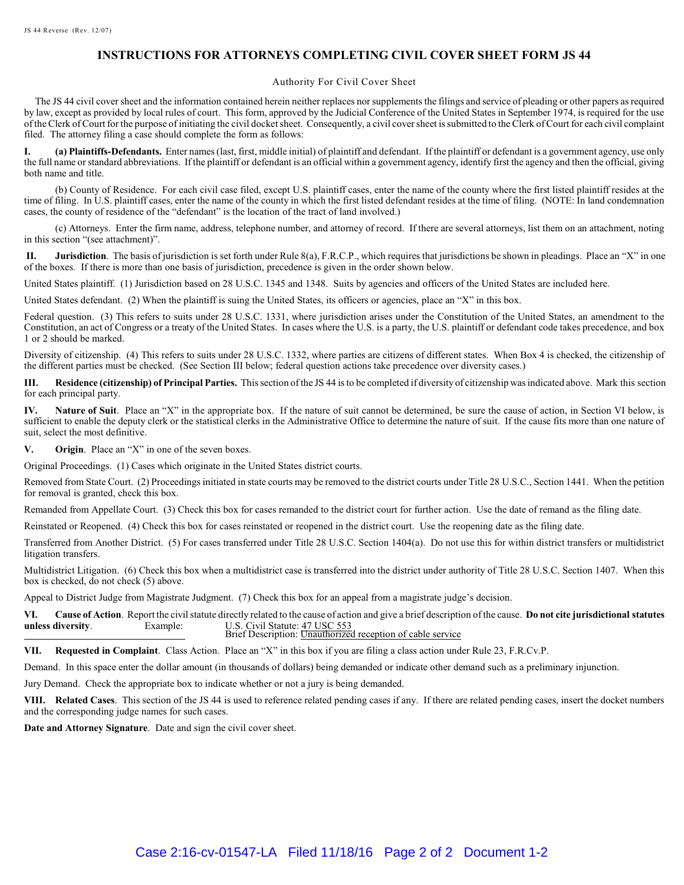# INSTRUCTIONS FOR ATTORNEYS COMPLETING CIVIL COVER SHEET FORM JS 44

Authority For Civil Cover Sheet

The JS 44 civil cover sheet and the information contained herein neither replaces nor supplements the filings and service of pleading or other papers as required by law, except as provided by local rules of court. This form, approved by the Judicial Conference of the United States in September 1974, is required for the use of the Clerk of Court for the purpose of initiating the civil docket sheet. Consequently, a civil cover sheet is submitted to the Clerk of Court for each civil complaint filed. The attorney filing a case should complete the form as follows:

**I. (a) Plaintiffs-Defendants.** Enter names (last, first, middle initial) of plaintiff and defendant. If the plaintiff or defendant is a government agency, use only the full name or standard abbreviations. If the plaintiff or defendant is an official within a government agency, identify first the agency and then the official, giving both name and title.

(b) County of Residence. For each civil case filed, except U.S. plaintiff cases, enter the name of the county where the first listed plaintiff resides at the time of filing. In U.S. plaintiff cases, enter the name of the county in which the first listed defendant resides at the time of filing. (NOTE: In land condemnation cases, the county of residence of the "defendant" is the location of the tract of land involved.)

(c) Attorneys. Enter the firm name, address, telephone number, and attorney of record. If there are several attorneys, list them on an attachment, noting in this section "(see attachment)".

**II. Jurisdiction**. The basis of jurisdiction is set forth under Rule 8(a), F.R.C.P., which requires that jurisdictions be shown in pleadings. Place an "X" in one of the boxes. If there is more than one basis of jurisdiction, precedence is given in the order shown below.

United States plaintiff. (1) Jurisdiction based on 28 U.S.C. 1345 and 1348. Suits by agencies and officers of the United States are included here.

United States defendant. (2) When the plaintiff is suing the United States, its officers or agencies, place an "X" in this box.

Federal question. (3) This refers to suits under 28 U.S.C. 1331, where jurisdiction arises under the Constitution of the United States, an amendment to the Constitution, an act of Congress or a treaty of the United States. In cases where the U.S. is a party, the U.S. plaintiff or defendant code takes precedence, and box 1 or 2 should be marked.

Diversity of citizenship. (4) This refers to suits under 28 U.S.C. 1332, where parties are citizens of different states. When Box 4 is checked, the citizenship of the different parties must be checked. (See Section III below; federal question actions take precedence over diversity cases.)

**III. Residence (citizenship) of Principal Parties.** This section of the JS 44 is to be completed if diversity of citizenship was indicated above. Mark this section for each principal party.

**IV. Nature of Suit**. Place an "X" in the appropriate box. If the nature of suit cannot be determined, be sure the cause of action, in Section VI below, is sufficient to enable the deputy clerk or the statistical clerks in the Administrative Office to determine the nature of suit. If the cause fits more than one nature of suit, select the most definitive.

**V. Origin**. Place an "X" in one of the seven boxes.

Original Proceedings. (1) Cases which originate in the United States district courts.

Removed from State Court. (2) Proceedings initiated in state courts may be removed to the district courts under Title 28 U.S.C., Section 1441. When the petition for removal is granted, check this box.

Remanded from Appellate Court. (3) Check this box for cases remanded to the district court for further action. Use the date of remand as the filing date.

Reinstated or Reopened. (4) Check this box for cases reinstated or reopened in the district court. Use the reopening date as the filing date.

Transferred from Another District. (5) For cases transferred under Title 28 U.S.C. Section 1404(a). Do not use this for within district transfers or multidistrict litigation transfers.

Multidistrict Litigation. (6) Check this box when a multidistrict case is transferred into the district under authority of Title 28 U.S.C. Section 1407. When this box is checked, do not check (5) above.

Appeal to District Judge from Magistrate Judgment. (7) Check this box for an appeal from a magistrate judge's decision.

**VI. Cause of Action**. Report the civil statute directly related to the cause of action and give a brief description of the cause. **Do not cite jurisdictional statutes unless diversity**. Example: U.S. Civil Statute: 47 USC 553
Brief Description: Unauthorized reception of cable service

**VII. Requested in Complaint**. Class Action. Place an "X" in this box if you are filing a class action under Rule 23, F.R.Cv.P.

Demand. In this space enter the dollar amount (in thousands of dollars) being demanded or indicate other demand such as a preliminary injunction.

Jury Demand. Check the appropriate box to indicate whether or not a jury is being demanded.

**VIII. Related Cases**. This section of the JS 44 is used to reference related pending cases if any. If there are related pending cases, insert the docket numbers and the corresponding judge names for such cases.

**Date and Attorney Signature**. Date and sign the civil cover sheet.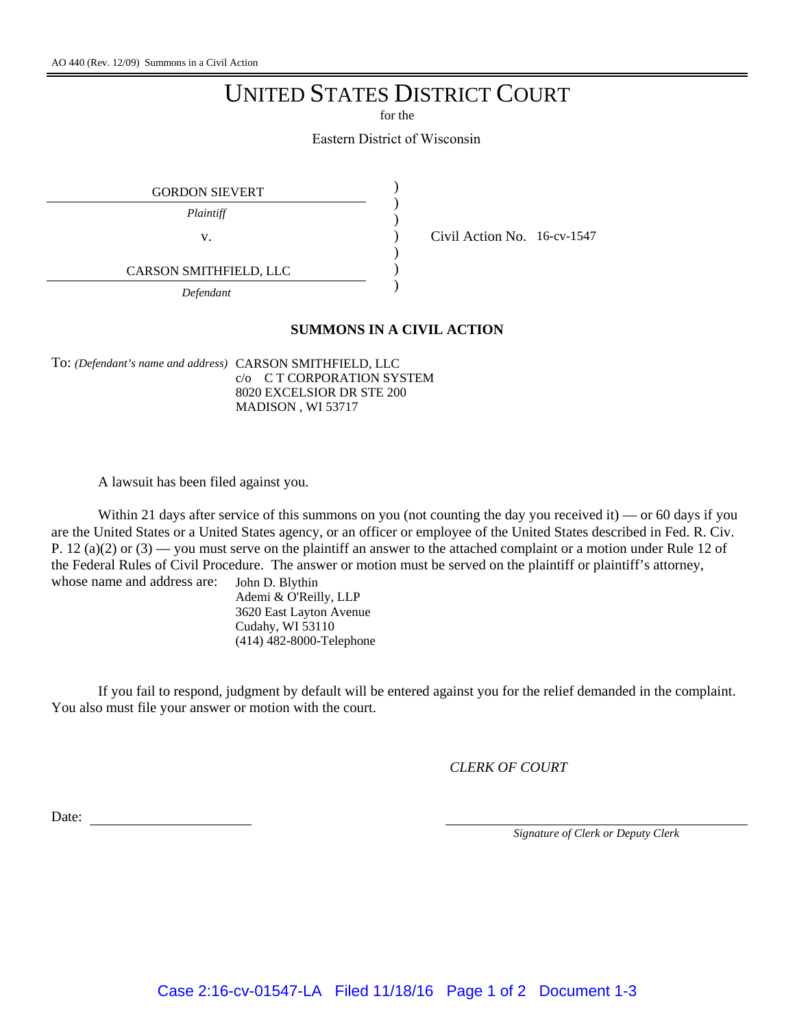AO 440 (Rev. 12/09) Summons in a Civil Action

# UNITED STATES DISTRICT COURT

for the

Eastern District of Wisconsin

| | | |
|---|---|---|
| GORDON SIEVERT | ) | |
| *Plaintiff* | ) | |
| v. | ) | Civil Action No. 16-cv-1547 |
| CARSON SMITHFIELD, LLC | ) | |
| *Defendant* | ) | |

**SUMMONS IN A CIVIL ACTION**

To: *(Defendant's name and address)* CARSON SMITHFIELD, LLC
c/o C T CORPORATION SYSTEM
8020 EXCELSIOR DR STE 200
MADISON , WI 53717

A lawsuit has been filed against you.

Within 21 days after service of this summons on you (not counting the day you received it) — or 60 days if you are the United States or a United States agency, or an officer or employee of the United States described in Fed. R. Civ. P. 12 (a)(2) or (3) — you must serve on the plaintiff an answer to the attached complaint or a motion under Rule 12 of the Federal Rules of Civil Procedure. The answer or motion must be served on the plaintiff or plaintiff's attorney, whose name and address are:

John D. Blythin
Ademi & O'Reilly, LLP
3620 East Layton Avenue
Cudahy, WI 53110
(414) 482-8000-Telephone

If you fail to respond, judgment by default will be entered against you for the relief demanded in the complaint. You also must file your answer or motion with the court.

*CLERK OF COURT*

Date: ____________________

____________________
*Signature of Clerk or Deputy Clerk*

Case 2:16-cv-01547-LA Filed 11/18/16 Page 1 of 2 Document 1-3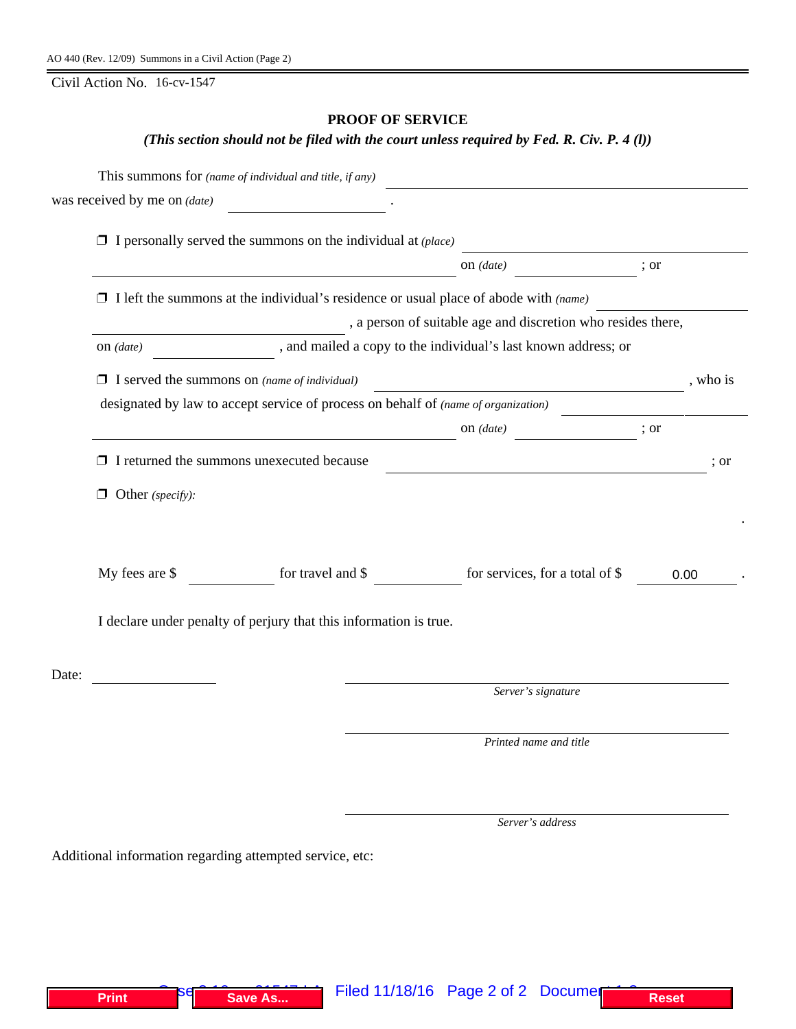AO 440 (Rev. 12/09) Summons in a Civil Action (Page 2)

Civil Action No. 16-cv-1547

## PROOF OF SERVICE

***(This section should not be filed with the court unless required by Fed. R. Civ. P. 4 (l))***

This summons for *(name of individual and title, if any)* ______________________________

was received by me on *(date)* ____________________ .

❒ I personally served the summons on the individual at *(place)* ______________________________

______________________________ on *(date)* ______________ ; or

❒ I left the summons at the individual's residence or usual place of abode with *(name)* ______________

______________________________ , a person of suitable age and discretion who resides there,

on *(date)* ______________ , and mailed a copy to the individual's last known address; or

❒ I served the summons on *(name of individual)* ______________________________ , who is

designated by law to accept service of process on behalf of *(name of organization)* ______________

______________________________ on *(date)* ______________ ; or

❒ I returned the summons unexecuted because ______________________________ ; or

❒ Other *(specify)*:

.

My fees are $ __________ for travel and $ __________ for services, for a total of $ 0.00 .

I declare under penalty of perjury that this information is true.

Date: ______________

______________________________
*Server's signature*

______________________________
*Printed name and title*

______________________________
*Server's address*

Additional information regarding attempted service, etc: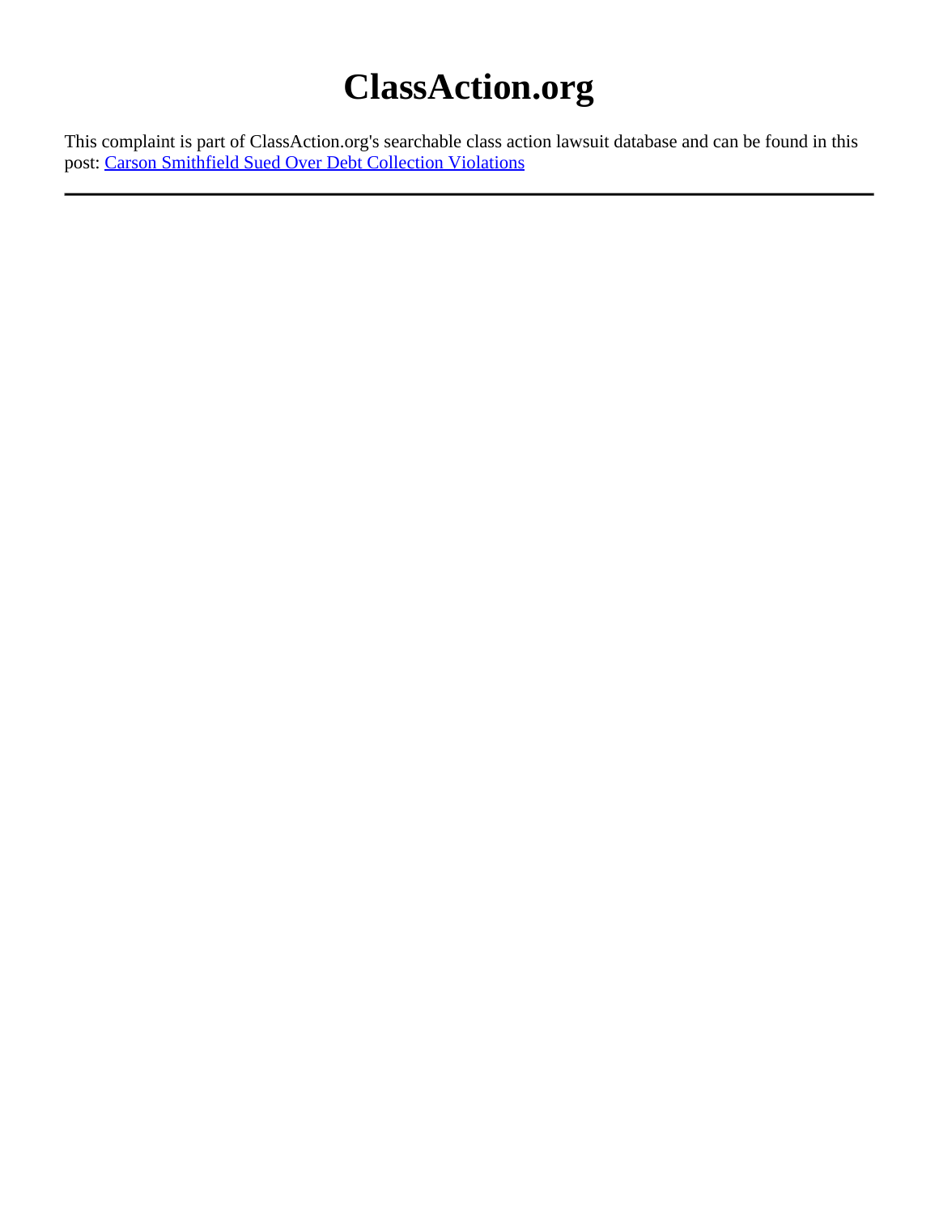# ClassAction.org

This complaint is part of ClassAction.org's searchable class action lawsuit database and can be found in this post: [Carson Smithfield Sued Over Debt Collection Violations](Carson Smithfield Sued Over Debt Collection Violations)

---